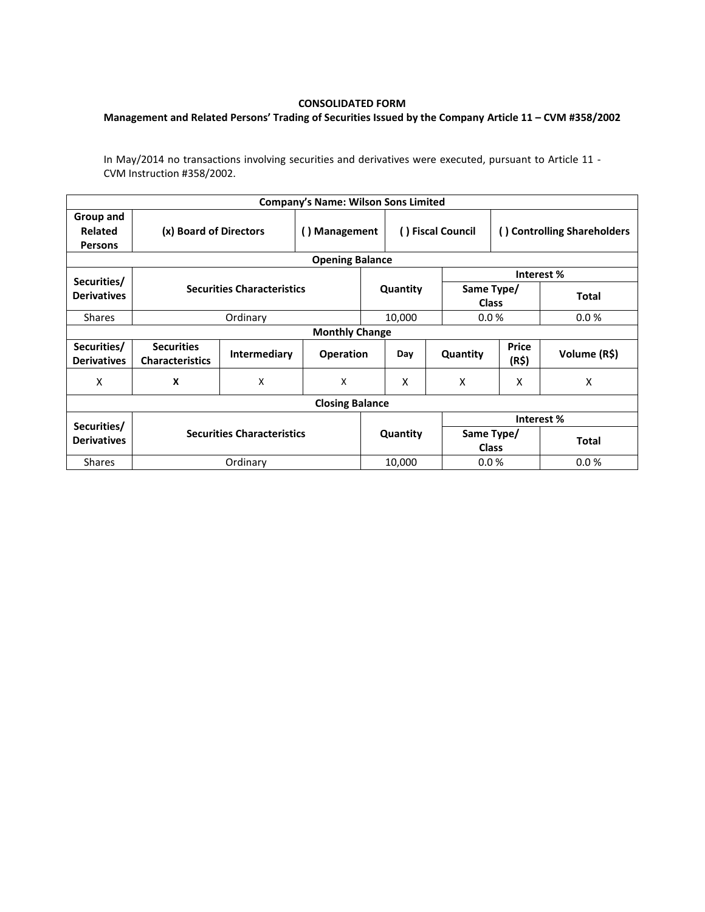**CONSOLIDATED FORM**

**Management and Related Persons' Trading of Securities Issued by the Company Article 11 – CVM #358/2002**

In May/2014 no transactions involving securities and derivatives were executed, pursuant to Article 11 - CVM Instruction #358/2002.

| **Company's Name: Wilson Sons Limited** | | | | | | | |
|---|---|---|---|---|---|---|---|
| **Group and Related Persons** | **(x) Board of Directors** | | **( ) Management** | | **( ) Fiscal Council** | **( ) Controlling Shareholders** | |
| **Opening Balance** | | | | | | | |
| **Securities/ Derivatives** | **Securities Characteristics** | | | **Quantity** | **Interest %** | | |
| | | | | | **Same Type/ Class** | | **Total** |
| Shares | Ordinary | | | 10,000 | 0.0 % | | 0.0 % |
| **Monthly Change** | | | | | | | |
| **Securities/ Derivatives** | **Securities Characteristics** | **Intermediary** | **Operation** | **Day** | **Quantity** | **Price (R$)** | **Volume (R$)** |
| X | **X** | X | X | X | X | X | X |
| **Closing Balance** | | | | | | | |
| **Securities/ Derivatives** | **Securities Characteristics** | | | **Quantity** | **Interest %** | | |
| | | | | | **Same Type/ Class** | | **Total** |
| Shares | Ordinary | | | 10,000 | 0.0 % | | 0.0 % |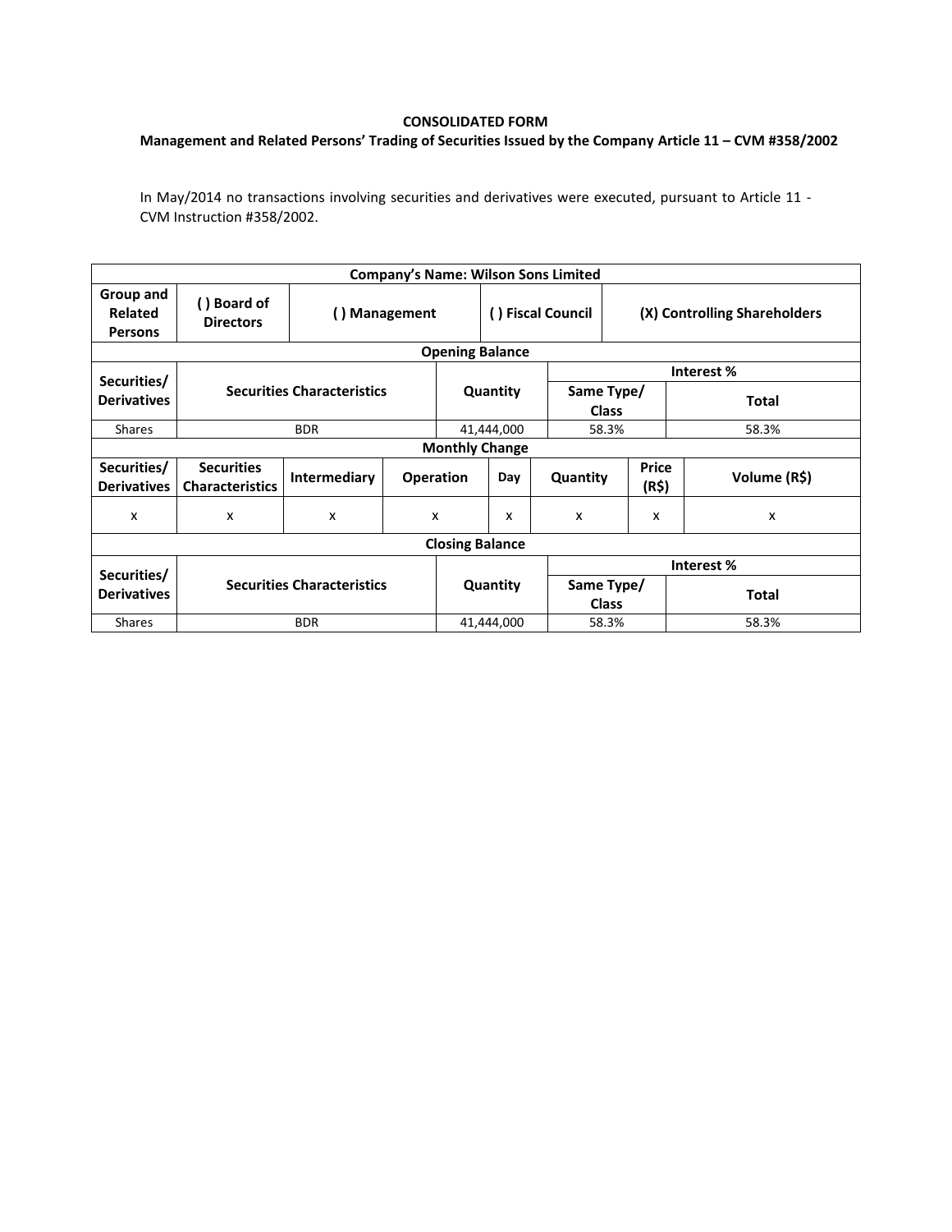**CONSOLIDATED FORM**

**Management and Related Persons' Trading of Securities Issued by the Company Article 11 – CVM #358/2002**

In May/2014 no transactions involving securities and derivatives were executed, pursuant to Article 11 - CVM Instruction #358/2002.

| | | | | | | | |
|---|---|---|---|---|---|---|---|
| **Company's Name: Wilson Sons Limited** | | | | | | | |
| **Group and Related Persons** | **( ) Board of Directors** | **( ) Management** | | **( ) Fiscal Council** | **(X) Controlling Shareholders** | | |
| **Opening Balance** | | | | | | | |
| **Securities/ Derivatives** | **Securities Characteristics** | | | **Quantity** | **Interest %** | | |
| | | | | | **Same Type/ Class** | | **Total** |
| Shares | BDR | | | 41,444,000 | 58.3% | | 58.3% |
| **Monthly Change** | | | | | | | |
| **Securities/ Derivatives** | **Securities Characteristics** | **Intermediary** | **Operation** | **Day** | **Quantity** | **Price (R$)** | **Volume (R$)** |
| x | x | x | x | x | x | x | x |
| **Closing Balance** | | | | | | | |
| **Securities/ Derivatives** | **Securities Characteristics** | | | **Quantity** | **Interest %** | | |
| | | | | | **Same Type/ Class** | | **Total** |
| Shares | BDR | | | 41,444,000 | 58.3% | | 58.3% |